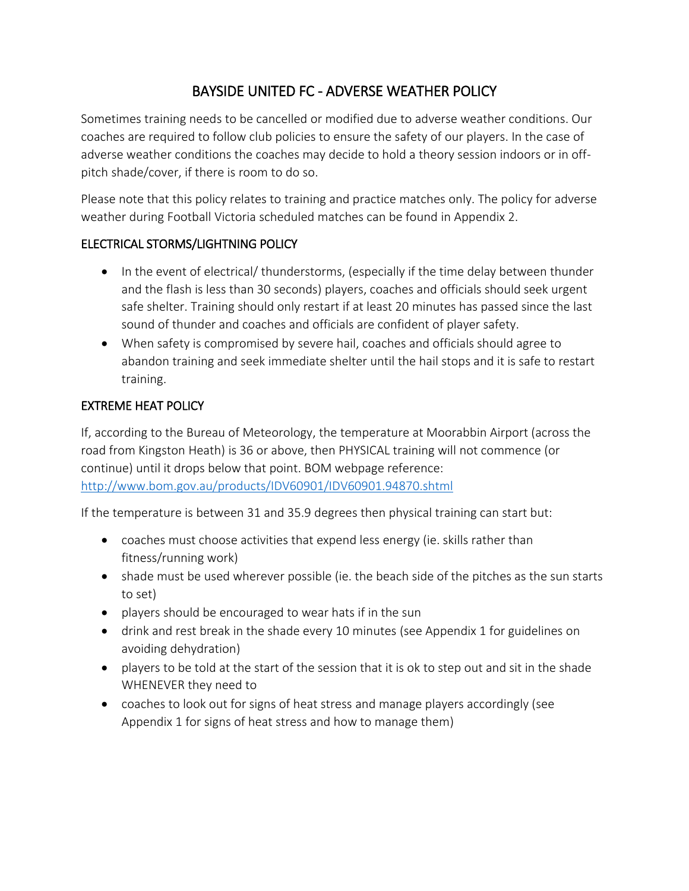# BAYSIDE UNITED FC - ADVERSE WEATHER POLICY

Sometimes training needs to be cancelled or modified due to adverse weather conditions. Our coaches are required to follow club policies to ensure the safety of our players. In the case of adverse weather conditions the coaches may decide to hold a theory session indoors or in off-pitch shade/cover, if there is room to do so.

Please note that this policy relates to training and practice matches only. The policy for adverse weather during Football Victoria scheduled matches can be found in Appendix 2.

## ELECTRICAL STORMS/LIGHTNING POLICY

- In the event of electrical/ thunderstorms, (especially if the time delay between thunder and the flash is less than 30 seconds) players, coaches and officials should seek urgent safe shelter. Training should only restart if at least 20 minutes has passed since the last sound of thunder and coaches and officials are confident of player safety.
- When safety is compromised by severe hail, coaches and officials should agree to abandon training and seek immediate shelter until the hail stops and it is safe to restart training.

## EXTREME HEAT POLICY

If, according to the Bureau of Meteorology, the temperature at Moorabbin Airport (across the road from Kingston Heath) is 36 or above, then PHYSICAL training will not commence (or continue) until it drops below that point. BOM webpage reference: [http://www.bom.gov.au/products/IDV60901/IDV60901.94870.shtml](http://www.bom.gov.au/products/IDV60901/IDV60901.94870.shtml)

If the temperature is between 31 and 35.9 degrees then physical training can start but:

- coaches must choose activities that expend less energy (ie. skills rather than fitness/running work)
- shade must be used wherever possible (ie. the beach side of the pitches as the sun starts to set)
- players should be encouraged to wear hats if in the sun
- drink and rest break in the shade every 10 minutes (see Appendix 1 for guidelines on avoiding dehydration)
- players to be told at the start of the session that it is ok to step out and sit in the shade WHENEVER they need to
- coaches to look out for signs of heat stress and manage players accordingly (see Appendix 1 for signs of heat stress and how to manage them)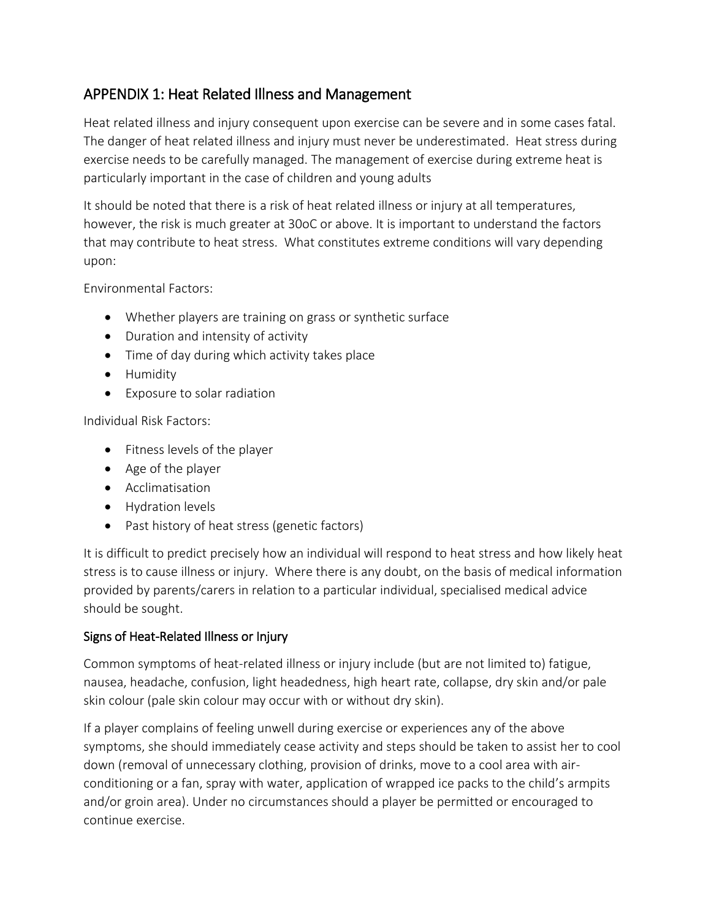## APPENDIX 1: Heat Related Illness and Management

Heat related illness and injury consequent upon exercise can be severe and in some cases fatal. The danger of heat related illness and injury must never be underestimated. Heat stress during exercise needs to be carefully managed. The management of exercise during extreme heat is particularly important in the case of children and young adults

It should be noted that there is a risk of heat related illness or injury at all temperatures, however, the risk is much greater at 30oC or above. It is important to understand the factors that may contribute to heat stress. What constitutes extreme conditions will vary depending upon:

Environmental Factors:

- Whether players are training on grass or synthetic surface
- Duration and intensity of activity
- Time of day during which activity takes place
- Humidity
- Exposure to solar radiation

Individual Risk Factors:

- Fitness levels of the player
- Age of the player
- Acclimatisation
- Hydration levels
- Past history of heat stress (genetic factors)

It is difficult to predict precisely how an individual will respond to heat stress and how likely heat stress is to cause illness or injury. Where there is any doubt, on the basis of medical information provided by parents/carers in relation to a particular individual, specialised medical advice should be sought.

### Signs of Heat-Related Illness or Injury

Common symptoms of heat-related illness or injury include (but are not limited to) fatigue, nausea, headache, confusion, light headedness, high heart rate, collapse, dry skin and/or pale skin colour (pale skin colour may occur with or without dry skin).

If a player complains of feeling unwell during exercise or experiences any of the above symptoms, she should immediately cease activity and steps should be taken to assist her to cool down (removal of unnecessary clothing, provision of drinks, move to a cool area with air-conditioning or a fan, spray with water, application of wrapped ice packs to the child's armpits and/or groin area). Under no circumstances should a player be permitted or encouraged to continue exercise.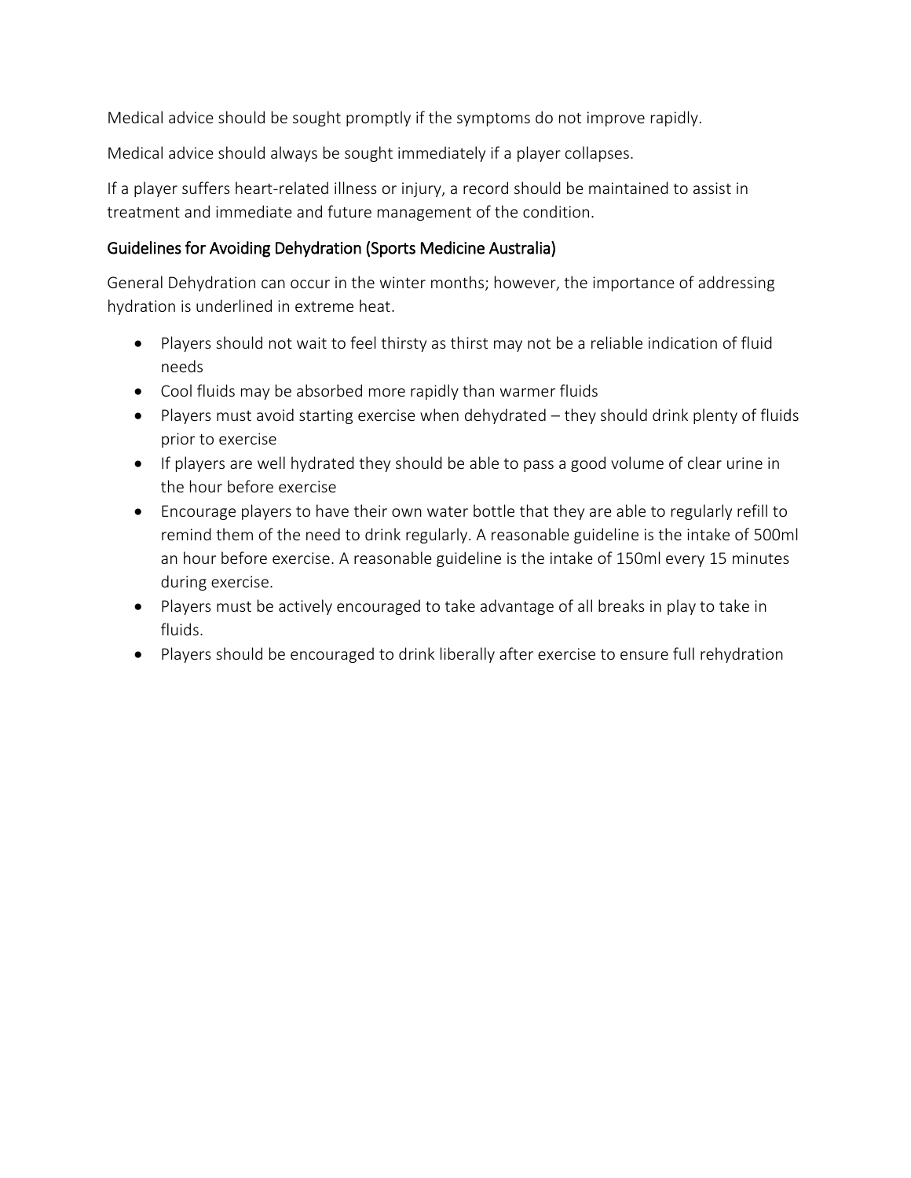Medical advice should be sought promptly if the symptoms do not improve rapidly.

Medical advice should always be sought immediately if a player collapses.

If a player suffers heart-related illness or injury, a record should be maintained to assist in treatment and immediate and future management of the condition.

### Guidelines for Avoiding Dehydration (Sports Medicine Australia)

General Dehydration can occur in the winter months; however, the importance of addressing hydration is underlined in extreme heat.

- Players should not wait to feel thirsty as thirst may not be a reliable indication of fluid needs
- Cool fluids may be absorbed more rapidly than warmer fluids
- Players must avoid starting exercise when dehydrated – they should drink plenty of fluids prior to exercise
- If players are well hydrated they should be able to pass a good volume of clear urine in the hour before exercise
- Encourage players to have their own water bottle that they are able to regularly refill to remind them of the need to drink regularly. A reasonable guideline is the intake of 500ml an hour before exercise. A reasonable guideline is the intake of 150ml every 15 minutes during exercise.
- Players must be actively encouraged to take advantage of all breaks in play to take in fluids.
- Players should be encouraged to drink liberally after exercise to ensure full rehydration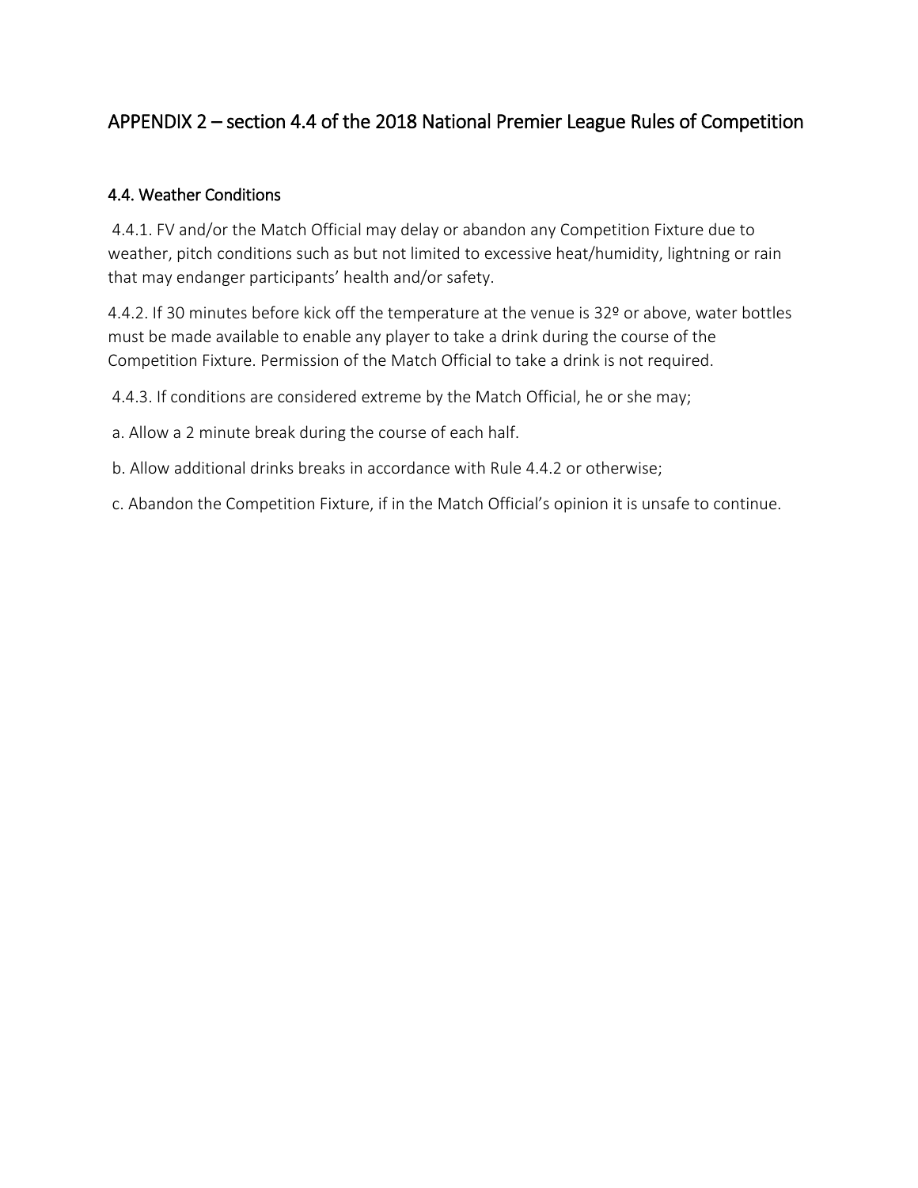## APPENDIX 2 – section 4.4 of the 2018 National Premier League Rules of Competition

### 4.4. Weather Conditions

4.4.1. FV and/or the Match Official may delay or abandon any Competition Fixture due to weather, pitch conditions such as but not limited to excessive heat/humidity, lightning or rain that may endanger participants' health and/or safety.

4.4.2. If 30 minutes before kick off the temperature at the venue is 32º or above, water bottles must be made available to enable any player to take a drink during the course of the Competition Fixture. Permission of the Match Official to take a drink is not required.

4.4.3. If conditions are considered extreme by the Match Official, he or she may;

a. Allow a 2 minute break during the course of each half.

b. Allow additional drinks breaks in accordance with Rule 4.4.2 or otherwise;

c. Abandon the Competition Fixture, if in the Match Official's opinion it is unsafe to continue.